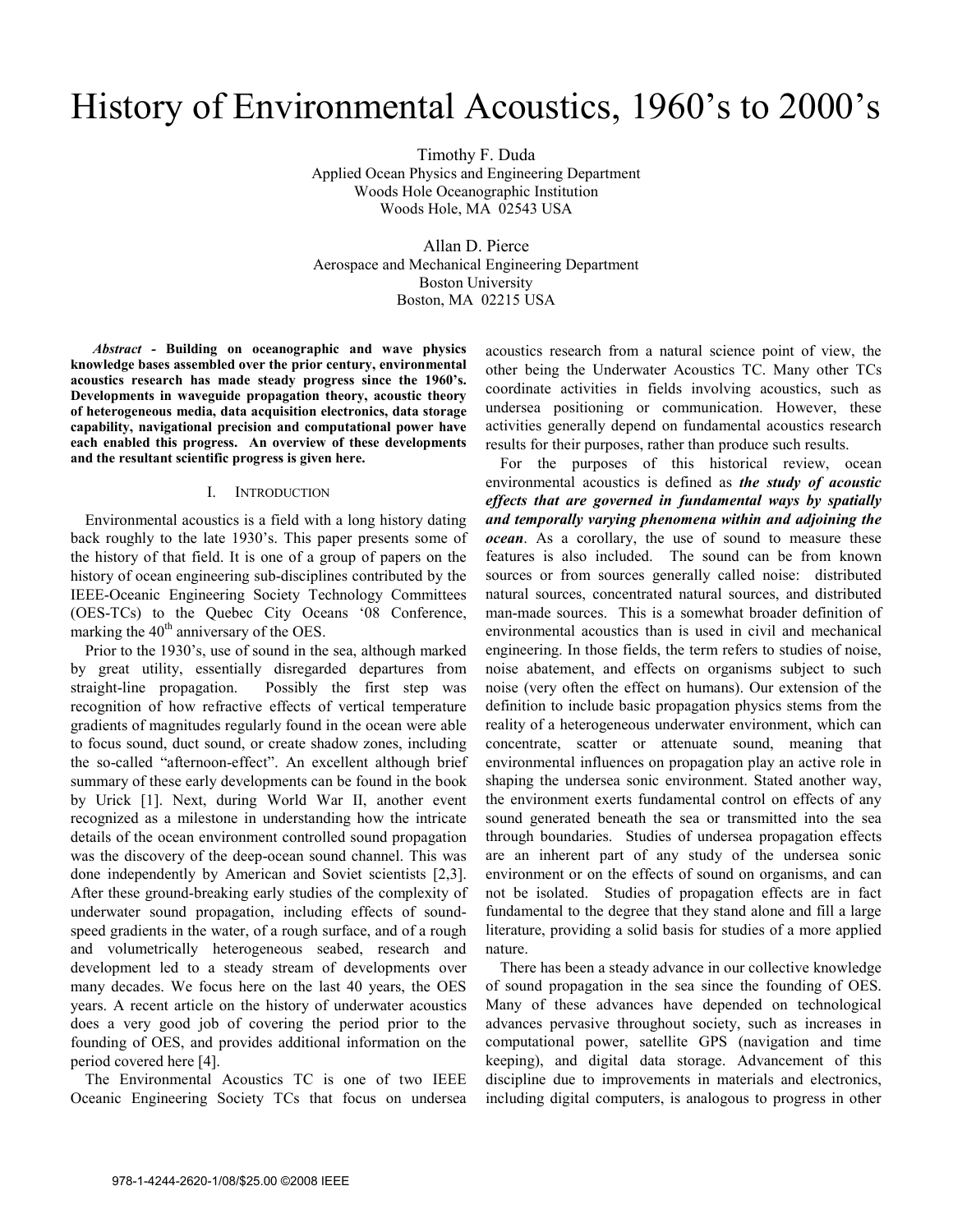# History of Environmental Acoustics, 1960's to 2000's

Timothy F. Duda
Applied Ocean Physics and Engineering Department
Woods Hole Oceanographic Institution
Woods Hole, MA 02543 USA

Allan D. Pierce
Aerospace and Mechanical Engineering Department
Boston University
Boston, MA 02215 USA

***Abstract* - Building on oceanographic and wave physics knowledge bases assembled over the prior century, environmental acoustics research has made steady progress since the 1960's. Developments in waveguide propagation theory, acoustic theory of heterogeneous media, data acquisition electronics, data storage capability, navigational precision and computational power have each enabled this progress. An overview of these developments and the resultant scientific progress is given here.**

## I. Introduction

Environmental acoustics is a field with a long history dating back roughly to the late 1930's. This paper presents some of the history of that field. It is one of a group of papers on the history of ocean engineering sub-disciplines contributed by the IEEE-Oceanic Engineering Society Technology Committees (OES-TCs) to the Quebec City Oceans '08 Conference, marking the 40th anniversary of the OES.

Prior to the 1930's, use of sound in the sea, although marked by great utility, essentially disregarded departures from straight-line propagation. Possibly the first step was recognition of how refractive effects of vertical temperature gradients of magnitudes regularly found in the ocean were able to focus sound, duct sound, or create shadow zones, including the so-called "afternoon-effect". An excellent although brief summary of these early developments can be found in the book by Urick [1]. Next, during World War II, another event recognized as a milestone in understanding how the intricate details of the ocean environment controlled sound propagation was the discovery of the deep-ocean sound channel. This was done independently by American and Soviet scientists [2,3]. After these ground-breaking early studies of the complexity of underwater sound propagation, including effects of sound-speed gradients in the water, of a rough surface, and of a rough and volumetrically heterogeneous seabed, research and development led to a steady stream of developments over many decades. We focus here on the last 40 years, the OES years. A recent article on the history of underwater acoustics does a very good job of covering the period prior to the founding of OES, and provides additional information on the period covered here [4].

The Environmental Acoustics TC is one of two IEEE Oceanic Engineering Society TCs that focus on undersea acoustics research from a natural science point of view, the other being the Underwater Acoustics TC. Many other TCs coordinate activities in fields involving acoustics, such as undersea positioning or communication. However, these activities generally depend on fundamental acoustics research results for their purposes, rather than produce such results.

For the purposes of this historical review, ocean environmental acoustics is defined as ***the study of acoustic effects that are governed in fundamental ways by spatially and temporally varying phenomena within and adjoining the ocean***. As a corollary, the use of sound to measure these features is also included. The sound can be from known sources or from sources generally called noise: distributed natural sources, concentrated natural sources, and distributed man-made sources. This is a somewhat broader definition of environmental acoustics than is used in civil and mechanical engineering. In those fields, the term refers to studies of noise, noise abatement, and effects on organisms subject to such noise (very often the effect on humans). Our extension of the definition to include basic propagation physics stems from the reality of a heterogeneous underwater environment, which can concentrate, scatter or attenuate sound, meaning that environmental influences on propagation play an active role in shaping the undersea sonic environment. Stated another way, the environment exerts fundamental control on effects of any sound generated beneath the sea or transmitted into the sea through boundaries. Studies of undersea propagation effects are an inherent part of any study of the undersea sonic environment or on the effects of sound on organisms, and can not be isolated. Studies of propagation effects are in fact fundamental to the degree that they stand alone and fill a large literature, providing a solid basis for studies of a more applied nature.

There has been a steady advance in our collective knowledge of sound propagation in the sea since the founding of OES. Many of these advances have depended on technological advances pervasive throughout society, such as increases in computational power, satellite GPS (navigation and time keeping), and digital data storage. Advancement of this discipline due to improvements in materials and electronics, including digital computers, is analogous to progress in other

978-1-4244-2620-1/08/$25.00 ©2008 IEEE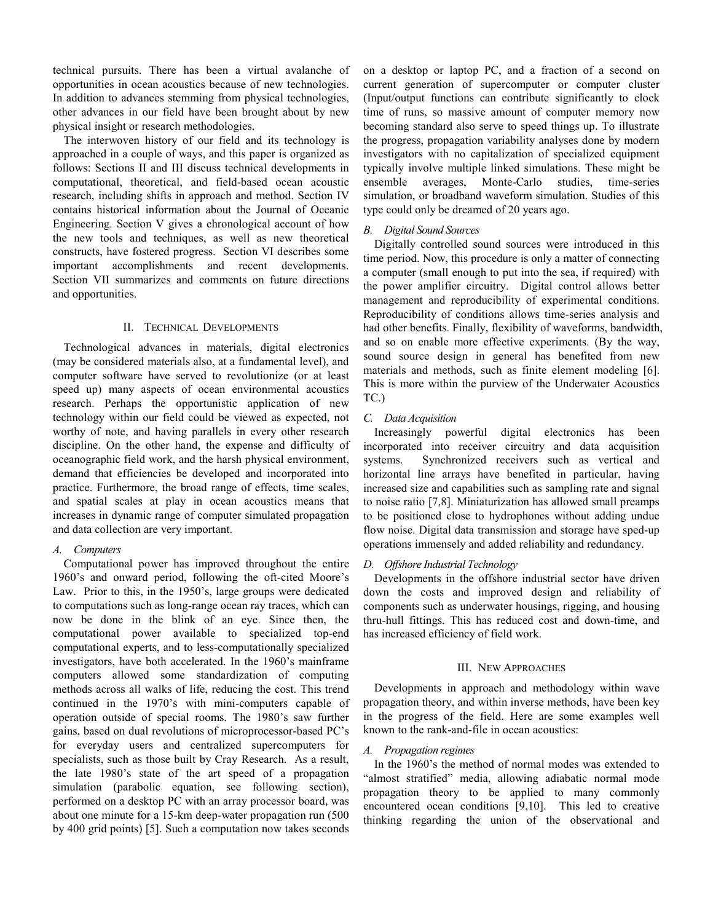technical pursuits. There has been a virtual avalanche of opportunities in ocean acoustics because of new technologies. In addition to advances stemming from physical technologies, other advances in our field have been brought about by new physical insight or research methodologies.

The interwoven history of our field and its technology is approached in a couple of ways, and this paper is organized as follows: Sections II and III discuss technical developments in computational, theoretical, and field-based ocean acoustic research, including shifts in approach and method. Section IV contains historical information about the Journal of Oceanic Engineering. Section V gives a chronological account of how the new tools and techniques, as well as new theoretical constructs, have fostered progress. Section VI describes some important accomplishments and recent developments. Section VII summarizes and comments on future directions and opportunities.

## II. Technical Developments

Technological advances in materials, digital electronics (may be considered materials also, at a fundamental level), and computer software have served to revolutionize (or at least speed up) many aspects of ocean environmental acoustics research. Perhaps the opportunistic application of new technology within our field could be viewed as expected, not worthy of note, and having parallels in every other research discipline. On the other hand, the expense and difficulty of oceanographic field work, and the harsh physical environment, demand that efficiencies be developed and incorporated into practice. Furthermore, the broad range of effects, time scales, and spatial scales at play in ocean acoustics means that increases in dynamic range of computer simulated propagation and data collection are very important.

### *A. Computers*

Computational power has improved throughout the entire 1960's and onward period, following the oft-cited Moore's Law. Prior to this, in the 1950's, large groups were dedicated to computations such as long-range ocean ray traces, which can now be done in the blink of an eye. Since then, the computational power available to specialized top-end computational experts, and to less-computationally specialized investigators, have both accelerated. In the 1960's mainframe computers allowed some standardization of computing methods across all walks of life, reducing the cost. This trend continued in the 1970's with mini-computers capable of operation outside of special rooms. The 1980's saw further gains, based on dual revolutions of microprocessor-based PC's for everyday users and centralized supercomputers for specialists, such as those built by Cray Research. As a result, the late 1980's state of the art speed of a propagation simulation (parabolic equation, see following section), performed on a desktop PC with an array processor board, was about one minute for a 15-km deep-water propagation run (500 by 400 grid points) [5]. Such a computation now takes seconds on a desktop or laptop PC, and a fraction of a second on current generation of supercomputer or computer cluster (Input/output functions can contribute significantly to clock time of runs, so massive amount of computer memory now becoming standard also serve to speed things up. To illustrate the progress, propagation variability analyses done by modern investigators with no capitalization of specialized equipment typically involve multiple linked simulations. These might be ensemble averages, Monte-Carlo studies, time-series simulation, or broadband waveform simulation. Studies of this type could only be dreamed of 20 years ago.

### *B. Digital Sound Sources*

Digitally controlled sound sources were introduced in this time period. Now, this procedure is only a matter of connecting a computer (small enough to put into the sea, if required) with the power amplifier circuitry. Digital control allows better management and reproducibility of experimental conditions. Reproducibility of conditions allows time-series analysis and had other benefits. Finally, flexibility of waveforms, bandwidth, and so on enable more effective experiments. (By the way, sound source design in general has benefited from new materials and methods, such as finite element modeling [6]. This is more within the purview of the Underwater Acoustics TC.)

### *C. Data Acquisition*

Increasingly powerful digital electronics has been incorporated into receiver circuitry and data acquisition systems. Synchronized receivers such as vertical and horizontal line arrays have benefited in particular, having increased size and capabilities such as sampling rate and signal to noise ratio [7,8]. Miniaturization has allowed small preamps to be positioned close to hydrophones without adding undue flow noise. Digital data transmission and storage have sped-up operations immensely and added reliability and redundancy.

### *D. Offshore Industrial Technology*

Developments in the offshore industrial sector have driven down the costs and improved design and reliability of components such as underwater housings, rigging, and housing thru-hull fittings. This has reduced cost and down-time, and has increased efficiency of field work.

## III. New Approaches

Developments in approach and methodology within wave propagation theory, and within inverse methods, have been key in the progress of the field. Here are some examples well known to the rank-and-file in ocean acoustics:

### *A. Propagation regimes*

In the 1960's the method of normal modes was extended to "almost stratified" media, allowing adiabatic normal mode propagation theory to be applied to many commonly encountered ocean conditions [9,10]. This led to creative thinking regarding the union of the observational and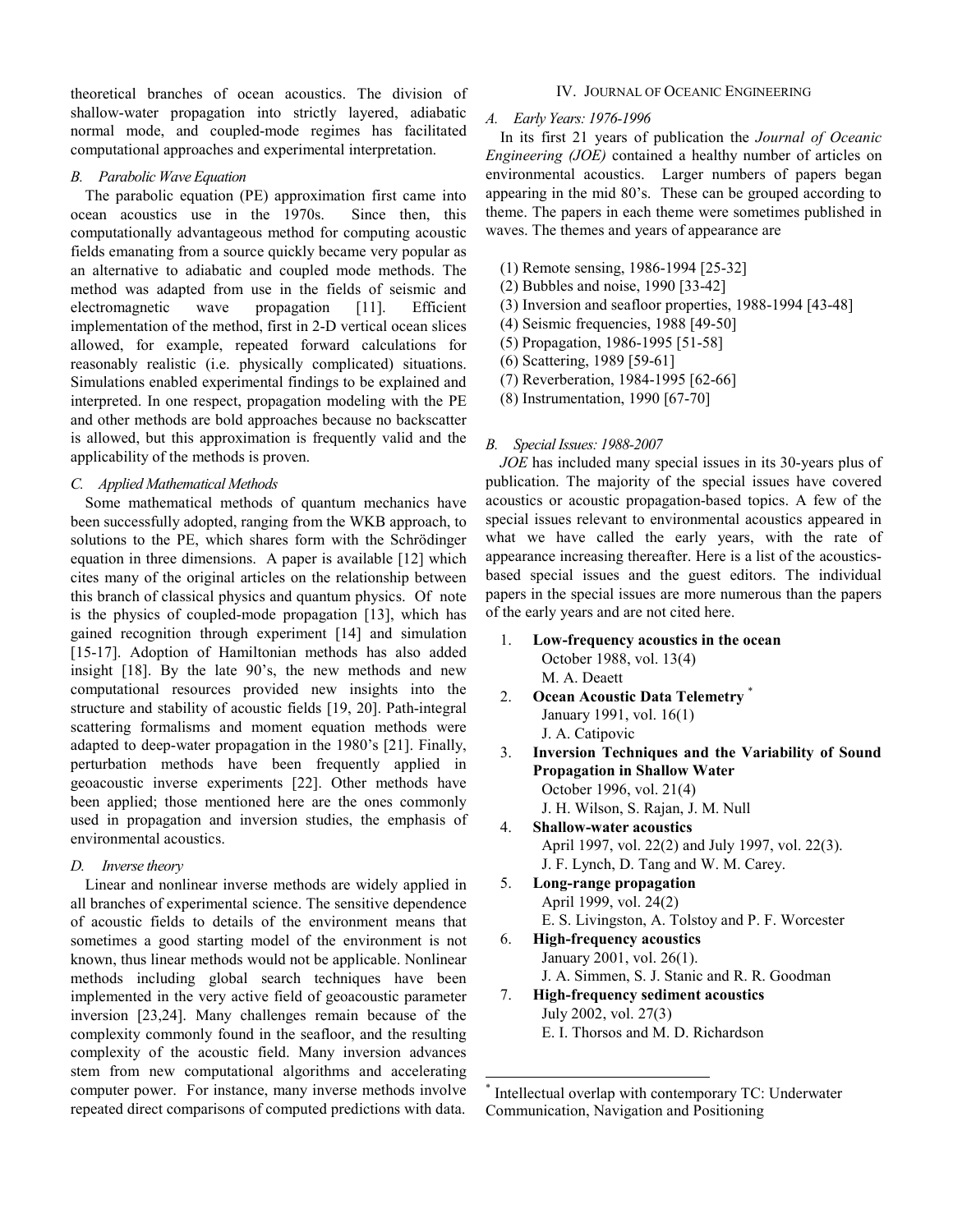theoretical branches of ocean acoustics. The division of shallow-water propagation into strictly layered, adiabatic normal mode, and coupled-mode regimes has facilitated computational approaches and experimental interpretation.

### *B. Parabolic Wave Equation*

The parabolic equation (PE) approximation first came into ocean acoustics use in the 1970s. Since then, this computationally advantageous method for computing acoustic fields emanating from a source quickly became very popular as an alternative to adiabatic and coupled mode methods. The method was adapted from use in the fields of seismic and electromagnetic wave propagation [11]. Efficient implementation of the method, first in 2-D vertical ocean slices allowed, for example, repeated forward calculations for reasonably realistic (i.e. physically complicated) situations. Simulations enabled experimental findings to be explained and interpreted. In one respect, propagation modeling with the PE and other methods are bold approaches because no backscatter is allowed, but this approximation is frequently valid and the applicability of the methods is proven.

### *C. Applied Mathematical Methods*

Some mathematical methods of quantum mechanics have been successfully adopted, ranging from the WKB approach, to solutions to the PE, which shares form with the Schrödinger equation in three dimensions. A paper is available [12] which cites many of the original articles on the relationship between this branch of classical physics and quantum physics. Of note is the physics of coupled-mode propagation [13], which has gained recognition through experiment [14] and simulation [15-17]. Adoption of Hamiltonian methods has also added insight [18]. By the late 90's, the new methods and new computational resources provided new insights into the structure and stability of acoustic fields [19, 20]. Path-integral scattering formalisms and moment equation methods were adapted to deep-water propagation in the 1980's [21]. Finally, perturbation methods have been frequently applied in geoacoustic inverse experiments [22]. Other methods have been applied; those mentioned here are the ones commonly used in propagation and inversion studies, the emphasis of environmental acoustics.

### *D. Inverse theory*

Linear and nonlinear inverse methods are widely applied in all branches of experimental science. The sensitive dependence of acoustic fields to details of the environment means that sometimes a good starting model of the environment is not known, thus linear methods would not be applicable. Nonlinear methods including global search techniques have been implemented in the very active field of geoacoustic parameter inversion [23,24]. Many challenges remain because of the complexity commonly found in the seafloor, and the resulting complexity of the acoustic field. Many inversion advances stem from new computational algorithms and accelerating computer power. For instance, many inverse methods involve repeated direct comparisons of computed predictions with data.

## IV. Journal of Oceanic Engineering

### *A. Early Years: 1976-1996*

In its first 21 years of publication the *Journal of Oceanic Engineering (JOE)* contained a healthy number of articles on environmental acoustics. Larger numbers of papers began appearing in the mid 80's. These can be grouped according to theme. The papers in each theme were sometimes published in waves. The themes and years of appearance are

(1) Remote sensing, 1986-1994 [25-32]
(2) Bubbles and noise, 1990 [33-42]
(3) Inversion and seafloor properties, 1988-1994 [43-48]
(4) Seismic frequencies, 1988 [49-50]
(5) Propagation, 1986-1995 [51-58]
(6) Scattering, 1989 [59-61]
(7) Reverberation, 1984-1995 [62-66]
(8) Instrumentation, 1990 [67-70]

### *B. Special Issues: 1988-2007*

*JOE* has included many special issues in its 30-years plus of publication. The majority of the special issues have covered acoustics or acoustic propagation-based topics. A few of the special issues relevant to environmental acoustics appeared in what we have called the early years, with the rate of appearance increasing thereafter. Here is a list of the acoustics-based special issues and the guest editors. The individual papers in the special issues are more numerous than the papers of the early years and are not cited here.

1. **Low-frequency acoustics in the ocean**
   October 1988, vol. 13(4)
   M. A. Deaett
2. **Ocean Acoustic Data Telemetry** [*]
   January 1991, vol. 16(1)
   J. A. Catipovic
3. **Inversion Techniques and the Variability of Sound Propagation in Shallow Water**
   October 1996, vol. 21(4)
   J. H. Wilson, S. Rajan, J. M. Null
4. **Shallow-water acoustics**
   April 1997, vol. 22(2) and July 1997, vol. 22(3).
   J. F. Lynch, D. Tang and W. M. Carey.
5. **Long-range propagation**
   April 1999, vol. 24(2)
   E. S. Livingston, A. Tolstoy and P. F. Worcester
6. **High-frequency acoustics**
   January 2001, vol. 26(1).
   J. A. Simmen, S. J. Stanic and R. R. Goodman
7. **High-frequency sediment acoustics**
   July 2002, vol. 27(3)
   E. I. Thorsos and M. D. Richardson

---

[*] Intellectual overlap with contemporary TC: Underwater Communication, Navigation and Positioning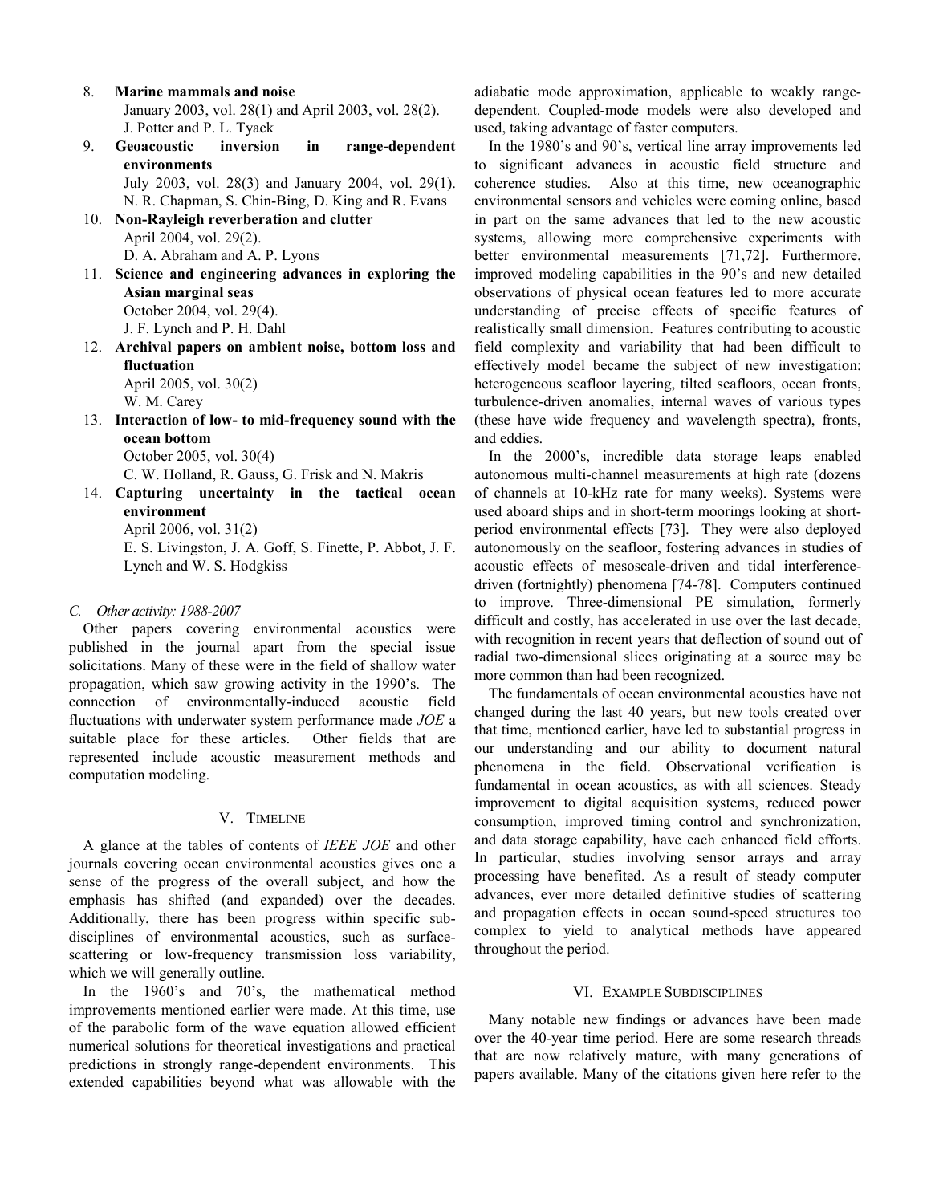8. **Marine mammals and noise**
   January 2003, vol. 28(1) and April 2003, vol. 28(2).
   J. Potter and P. L. Tyack
9. **Geoacoustic inversion in range-dependent environments**
   July 2003, vol. 28(3) and January 2004, vol. 29(1).
   N. R. Chapman, S. Chin-Bing, D. King and R. Evans
10. **Non-Rayleigh reverberation and clutter**
    April 2004, vol. 29(2).
    D. A. Abraham and A. P. Lyons
11. **Science and engineering advances in exploring the Asian marginal seas**
    October 2004, vol. 29(4).
    J. F. Lynch and P. H. Dahl
12. **Archival papers on ambient noise, bottom loss and fluctuation**
    April 2005, vol. 30(2)
    W. M. Carey
13. **Interaction of low- to mid-frequency sound with the ocean bottom**
    October 2005, vol. 30(4)
    C. W. Holland, R. Gauss, G. Frisk and N. Makris
14. **Capturing uncertainty in the tactical ocean environment**
    April 2006, vol. 31(2)
    E. S. Livingston, J. A. Goff, S. Finette, P. Abbot, J. F. Lynch and W. S. Hodgkiss

### *C. Other activity: 1988-2007*

Other papers covering environmental acoustics were published in the journal apart from the special issue solicitations. Many of these were in the field of shallow water propagation, which saw growing activity in the 1990's. The connection of environmentally-induced acoustic field fluctuations with underwater system performance made *JOE* a suitable place for these articles. Other fields that are represented include acoustic measurement methods and computation modeling.

## V. Timeline

A glance at the tables of contents of *IEEE JOE* and other journals covering ocean environmental acoustics gives one a sense of the progress of the overall subject, and how the emphasis has shifted (and expanded) over the decades. Additionally, there has been progress within specific sub-disciplines of environmental acoustics, such as surface-scattering or low-frequency transmission loss variability, which we will generally outline.

In the 1960's and 70's, the mathematical method improvements mentioned earlier were made. At this time, use of the parabolic form of the wave equation allowed efficient numerical solutions for theoretical investigations and practical predictions in strongly range-dependent environments. This extended capabilities beyond what was allowable with the adiabatic mode approximation, applicable to weakly range-dependent. Coupled-mode models were also developed and used, taking advantage of faster computers.

In the 1980's and 90's, vertical line array improvements led to significant advances in acoustic field structure and coherence studies. Also at this time, new oceanographic environmental sensors and vehicles were coming online, based in part on the same advances that led to the new acoustic systems, allowing more comprehensive experiments with better environmental measurements [71,72]. Furthermore, improved modeling capabilities in the 90's and new detailed observations of physical ocean features led to more accurate understanding of precise effects of specific features of realistically small dimension. Features contributing to acoustic field complexity and variability that had been difficult to effectively model became the subject of new investigation: heterogeneous seafloor layering, tilted seafloors, ocean fronts, turbulence-driven anomalies, internal waves of various types (these have wide frequency and wavelength spectra), fronts, and eddies.

In the 2000's, incredible data storage leaps enabled autonomous multi-channel measurements at high rate (dozens of channels at 10-kHz rate for many weeks). Systems were used aboard ships and in short-term moorings looking at short-period environmental effects [73]. They were also deployed autonomously on the seafloor, fostering advances in studies of acoustic effects of mesoscale-driven and tidal interference-driven (fortnightly) phenomena [74-78]. Computers continued to improve. Three-dimensional PE simulation, formerly difficult and costly, has accelerated in use over the last decade, with recognition in recent years that deflection of sound out of radial two-dimensional slices originating at a source may be more common than had been recognized.

The fundamentals of ocean environmental acoustics have not changed during the last 40 years, but new tools created over that time, mentioned earlier, have led to substantial progress in our understanding and our ability to document natural phenomena in the field. Observational verification is fundamental in ocean acoustics, as with all sciences. Steady improvement to digital acquisition systems, reduced power consumption, improved timing control and synchronization, and data storage capability, have each enhanced field efforts. In particular, studies involving sensor arrays and array processing have benefited. As a result of steady computer advances, ever more detailed definitive studies of scattering and propagation effects in ocean sound-speed structures too complex to yield to analytical methods have appeared throughout the period.

## VI. Example Subdisciplines

Many notable new findings or advances have been made over the 40-year time period. Here are some research threads that are now relatively mature, with many generations of papers available. Many of the citations given here refer to the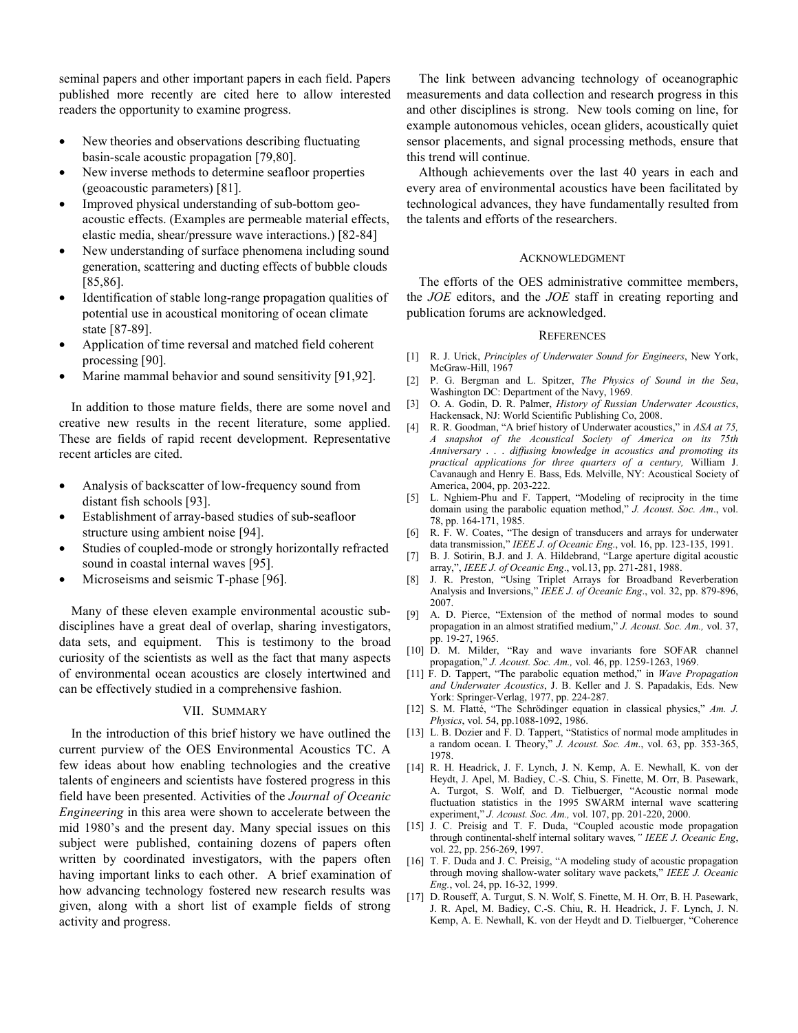seminal papers and other important papers in each field. Papers published more recently are cited here to allow interested readers the opportunity to examine progress.

- New theories and observations describing fluctuating basin-scale acoustic propagation [79,80].
- New inverse methods to determine seafloor properties (geoacoustic parameters) [81].
- Improved physical understanding of sub-bottom geo-acoustic effects. (Examples are permeable material effects, elastic media, shear/pressure wave interactions.) [82-84]
- New understanding of surface phenomena including sound generation, scattering and ducting effects of bubble clouds [85,86].
- Identification of stable long-range propagation qualities of potential use in acoustical monitoring of ocean climate state [87-89].
- Application of time reversal and matched field coherent processing [90].
- Marine mammal behavior and sound sensitivity [91,92].

In addition to those mature fields, there are some novel and creative new results in the recent literature, some applied. These are fields of rapid recent development. Representative recent articles are cited.

- Analysis of backscatter of low-frequency sound from distant fish schools [93].
- Establishment of array-based studies of sub-seafloor structure using ambient noise [94].
- Studies of coupled-mode or strongly horizontally refracted sound in coastal internal waves [95].
- Microseisms and seismic T-phase [96].

Many of these eleven example environmental acoustic sub-disciplines have a great deal of overlap, sharing investigators, data sets, and equipment. This is testimony to the broad curiosity of the scientists as well as the fact that many aspects of environmental ocean acoustics are closely intertwined and can be effectively studied in a comprehensive fashion.

## VII. Summary

In the introduction of this brief history we have outlined the current purview of the OES Environmental Acoustics TC. A few ideas about how enabling technologies and the creative talents of engineers and scientists have fostered progress in this field have been presented. Activities of the *Journal of Oceanic Engineering* in this area were shown to accelerate between the mid 1980's and the present day. Many special issues on this subject were published, containing dozens of papers often written by coordinated investigators, with the papers often having important links to each other. A brief examination of how advancing technology fostered new research results was given, along with a short list of example fields of strong activity and progress.

The link between advancing technology of oceanographic measurements and data collection and research progress in this and other disciplines is strong. New tools coming on line, for example autonomous vehicles, ocean gliders, acoustically quiet sensor placements, and signal processing methods, ensure that this trend will continue.

Although achievements over the last 40 years in each and every area of environmental acoustics have been facilitated by technological advances, they have fundamentally resulted from the talents and efforts of the researchers.

## Acknowledgment

The efforts of the OES administrative committee members, the *JOE* editors, and the *JOE* staff in creating reporting and publication forums are acknowledged.

## References

[1] R. J. Urick, *Principles of Underwater Sound for Engineers*, New York, McGraw-Hill, 1967

[2] P. G. Bergman and L. Spitzer, *The Physics of Sound in the Sea*, Washington DC: Department of the Navy, 1969.

[3] O. A. Godin, D. R. Palmer, *History of Russian Underwater Acoustics*, Hackensack, NJ: World Scientific Publishing Co, 2008.

[4] R. R. Goodman, "A brief history of Underwater acoustics," in *ASA at 75, A snapshot of the Acoustical Society of America on its 75th Anniversary . . . diffusing knowledge in acoustics and promoting its practical applications for three quarters of a century,* William J. Cavanaugh and Henry E. Bass, Eds. Melville, NY: Acoustical Society of America, 2004, pp. 203-222.

[5] L. Nghiem-Phu and F. Tappert, "Modeling of reciprocity in the time domain using the parabolic equation method," *J. Acoust. Soc. Am*., vol. 78, pp. 164-171, 1985.

[6] R. F. W. Coates, "The design of transducers and arrays for underwater data transmission," *IEEE J. of Oceanic Eng*., vol. 16, pp. 123-135, 1991.

[7] B. J. Sotirin, B.J. and J. A. Hildebrand, "Large aperture digital acoustic array,", *IEEE J. of Oceanic Eng*., vol.13, pp. 271-281, 1988.

[8] J. R. Preston, "Using Triplet Arrays for Broadband Reverberation Analysis and Inversions," *IEEE J. of Oceanic Eng*., vol. 32, pp. 879-896, 2007.

[9] A. D. Pierce, "Extension of the method of normal modes to sound propagation in an almost stratified medium," *J. Acoust. Soc. Am.,* vol. 37, pp. 19-27, 1965.

[10] D. M. Milder, "Ray and wave invariants fore SOFAR channel propagation," *J. Acoust. Soc. Am.,* vol. 46, pp. 1259-1263, 1969.

[11] F. D. Tappert, "The parabolic equation method," in *Wave Propagation and Underwater Acoustics*, J. B. Keller and J. S. Papadakis, Eds. New York: Springer-Verlag, 1977, pp. 224-287.

[12] S. M. Flatté, "The Schrödinger equation in classical physics," *Am. J. Physics*, vol. 54, pp.1088-1092, 1986.

[13] L. B. Dozier and F. D. Tappert, "Statistics of normal mode amplitudes in a random ocean. I. Theory," *J. Acoust. Soc. Am*., vol. 63, pp. 353-365, 1978.

[14] R. H. Headrick, J. F. Lynch, J. N. Kemp, A. E. Newhall, K. von der Heydt, J. Apel, M. Badiey, C.-S. Chiu, S. Finette, M. Orr, B. Pasewark, A. Turgot, S. Wolf, and D. Tielbuerger, "Acoustic normal mode fluctuation statistics in the 1995 SWARM internal wave scattering experiment," *J. Acoust. Soc. Am.,* vol. 107, pp. 201-220, 2000.

[15] J. C. Preisig and T. F. Duda, "Coupled acoustic mode propagation through continental-shelf internal solitary waves*," IEEE J. Oceanic Eng*, vol. 22, pp. 256-269, 1997.

[16] T. F. Duda and J. C. Preisig, "A modeling study of acoustic propagation through moving shallow-water solitary wave packets," *IEEE J. Oceanic Eng.*, vol. 24, pp. 16-32, 1999.

[17] D. Rouseff, A. Turgut, S. N. Wolf, S. Finette, M. H. Orr, B. H. Pasewark, J. R. Apel, M. Badiey, C.-S. Chiu, R. H. Headrick, J. F. Lynch, J. N. Kemp, A. E. Newhall, K. von der Heydt and D. Tielbuerger, "Coherence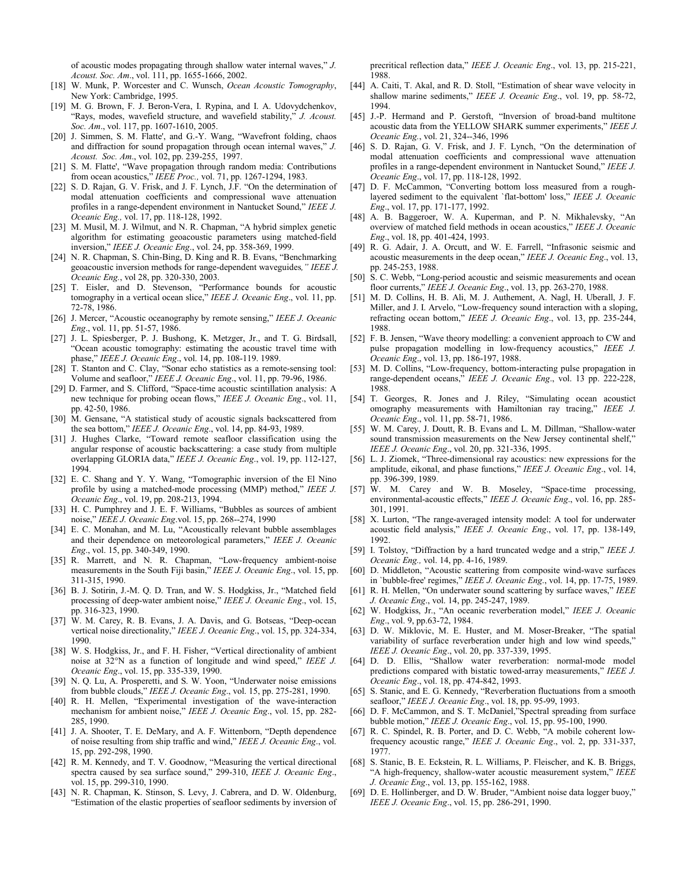of acoustic modes propagating through shallow water internal waves," *J. Acoust. Soc. Am*., vol. 111, pp. 1655-1666, 2002.

[18] W. Munk, P. Worcester and C. Wunsch, *Ocean Acoustic Tomography*, New York: Cambridge, 1995.

[19] M. G. Brown, F. J. Beron-Vera, I. Rypina, and I. A. Udovydchenkov, "Rays, modes, wavefield structure, and wavefield stability," *J. Acoust. Soc. Am*., vol. 117, pp. 1607-1610, 2005.

[20] J. Simmen, S. M. Flatte', and G.-Y. Wang, "Wavefront folding, chaos and diffraction for sound propagation through ocean internal waves," *J. Acoust. Soc. Am*., vol. 102, pp. 239-255, 1997.

[21] S. M. Flatte', "Wave propagation through random media: Contributions from ocean acoustics," *IEEE Proc.,* vol. 71, pp. 1267-1294, 1983.

[22] S. D. Rajan, G. V. Frisk, and J. F. Lynch, J.F. "On the determination of modal attenuation coefficients and compressional wave attenuation profiles in a range-dependent environment in Nantucket Sound," *IEEE J. Oceanic Eng.,* vol. 17, pp. 118-128, 1992.

[23] M. Musil, M. J. Wilmut, and N. R. Chapman, "A hybrid simplex genetic algorithm for estimating geoacoustic parameters using matched-field inversion," *IEEE J. Oceanic Eng*., vol. 24, pp. 358-369, 1999.

[24] N. R. Chapman, S. Chin-Bing, D. King and R. B. Evans, "Benchmarking geoacoustic inversion methods for range-dependent waveguides*," IEEE J. Oceanic Eng.*, vol 28, pp. 320-330, 2003.

[25] T. Eisler, and D. Stevenson, "Performance bounds for acoustic tomography in a vertical ocean slice," *IEEE J. Oceanic Eng*., vol. 11, pp. 72-78, 1986.

[26] J. Mercer, "Acoustic oceanography by remote sensing," *IEEE J. Oceanic Eng*., vol. 11, pp. 51-57, 1986.

[27] J. L. Spiesberger, P. J. Bushong, K. Metzger, Jr., and T. G. Birdsall, "Ocean acoustic tomography: estimating the acoustic travel time with phase," *IEEE J. Oceanic Eng*., vol. 14, pp. 108-119. 1989.

[28] T. Stanton and C. Clay, "Sonar echo statistics as a remote-sensing tool: Volume and seafloor," *IEEE J. Oceanic Eng*., vol. 11, pp. 79-96, 1986.

[29] D. Farmer, and S. Clifford, "Space-time acoustic scintillation analysis: A new technique for probing ocean flows," *IEEE J. Oceanic Eng*., vol. 11, pp. 42-50, 1986.

[30] M. Gensane, "A statistical study of acoustic signals backscattered from the sea bottom," *IEEE J. Oceanic Eng*., vol. 14, pp. 84-93, 1989.

[31] J. Hughes Clarke, "Toward remote seafloor classification using the angular response of acoustic backscattering: a case study from multiple overlapping GLORIA data," *IEEE J. Oceanic Eng*., vol. 19, pp. 112-127, 1994.

[32] E. C. Shang and Y. Y. Wang, "Tomographic inversion of the El Nino profile by using a matched-mode processing (MMP) method," *IEEE J. Oceanic Eng*., vol. 19, pp. 208-213, 1994.

[33] H. C. Pumphrey and J. E. F. Williams, "Bubbles as sources of ambient noise," *IEEE J. Oceanic Eng*.vol. 15, pp. 268--274, 1990

[34] E. C. Monahan, and M. Lu, "Acoustically relevant bubble assemblages and their dependence on meteorological parameters," *IEEE J. Oceanic Eng*., vol. 15, pp. 340-349, 1990.

[35] R. Marrett, and N. R. Chapman, "Low-frequency ambient-noise measurements in the South Fiji basin," *IEEE J. Oceanic Eng*., vol. 15, pp. 311-315, 1990.

[36] B. J. Sotirin, J.-M. Q. D. Tran, and W. S. Hodgkiss, Jr., "Matched field processing of deep-water ambient noise," *IEEE J. Oceanic Eng*., vol. 15, pp. 316-323, 1990.

[37] W. M. Carey, R. B. Evans, J. A. Davis, and G. Botseas, "Deep-ocean vertical noise directionality," *IEEE J. Oceanic Eng*., vol. 15, pp. 324-334, 1990.

[38] W. S. Hodgkiss, Jr., and F. H. Fisher, "Vertical directionality of ambient noise at 32°N as a function of longitude and wind speed," *IEEE J. Oceanic Eng*., vol. 15, pp. 335-339, 1990.

[39] N. Q. Lu, A. Prosperetti, and S. W. Yoon, "Underwater noise emissions from bubble clouds," *IEEE J. Oceanic Eng*., vol. 15, pp. 275-281, 1990.

[40] R. H. Mellen, "Experimental investigation of the wave-interaction mechanism for ambient noise," *IEEE J. Oceanic Eng*., vol. 15, pp. 282-285, 1990.

[41] J. A. Shooter, T. E. DeMary, and A. F. Wittenborn, "Depth dependence of noise resulting from ship traffic and wind," *IEEE J. Oceanic Eng*., vol. 15, pp. 292-298, 1990.

[42] R. M. Kennedy, and T. V. Goodnow, "Measuring the vertical directional spectra caused by sea surface sound," 299-310, *IEEE J. Oceanic Eng*., vol. 15, pp. 299-310, 1990.

[43] N. R. Chapman, K. Stinson, S. Levy, J. Cabrera, and D. W. Oldenburg, "Estimation of the elastic properties of seafloor sediments by inversion of precritical reflection data," *IEEE J. Oceanic Eng*., vol. 13, pp. 215-221, 1988.

[44] A. Caiti, T. Akal, and R. D. Stoll, "Estimation of shear wave velocity in shallow marine sediments," *IEEE J. Oceanic Eng*., vol. 19, pp. 58-72, 1994.

[45] J.-P. Hermand and P. Gerstoft, "Inversion of broad-band multitone acoustic data from the YELLOW SHARK summer experiments," *IEEE J. Oceanic Eng.*, vol. 21, 324--346, 1996

[46] S. D. Rajan, G. V. Frisk, and J. F. Lynch, "On the determination of modal attenuation coefficients and compressional wave attenuation profiles in a range-dependent environment in Nantucket Sound," *IEEE J. Oceanic Eng*., vol. 17, pp. 118-128, 1992.

[47] D. F. McCammon, "Converting bottom loss measured from a rough-layered sediment to the equivalent `flat-bottom' loss," *IEEE J. Oceanic Eng*., vol. 17, pp. 171-177, 1992.

[48] A. B. Baggeroer, W. A. Kuperman, and P. N. Mikhalevsky, "An overview of matched field methods in ocean acoustics," *IEEE J. Oceanic Eng*., vol. 18, pp. 401-424, 1993.

[49] R. G. Adair, J. A. Orcutt, and W. E. Farrell, "Infrasonic seismic and acoustic measurements in the deep ocean," *IEEE J. Oceanic Eng*., vol. 13, pp. 245-253, 1988.

[50] S. C. Webb, "Long-period acoustic and seismic measurements and ocean floor currents," *IEEE J. Oceanic Eng*., vol. 13, pp. 263-270, 1988.

[51] M. D. Collins, H. B. Ali, M. J. Authement, A. Nagl, H. Uberall, J. F. Miller, and J. I. Arvelo, "Low-frequency sound interaction with a sloping, refracting ocean bottom," *IEEE J. Oceanic Eng*., vol. 13, pp. 235-244, 1988.

[52] F. B. Jensen, "Wave theory modelling: a convenient approach to CW and pulse propagation modelling in low-frequency acoustics," *IEEE J. Oceanic Eng*., vol. 13, pp. 186-197, 1988.

[53] M. D. Collins, "Low-frequency, bottom-interacting pulse propagation in range-dependent oceans," *IEEE J. Oceanic Eng*., vol. 13 pp. 222-228, 1988.

[54] T. Georges, R. Jones and J. Riley, "Simulating ocean acoustict omography measurements with Hamiltonian ray tracing," *IEEE J. Oceanic Eng*., vol. 11, pp. 58-71, 1986.

[55] W. M. Carey, J. Doutt, R. B. Evans and L. M. Dillman, "Shallow-water sound transmission measurements on the New Jersey continental shelf," *IEEE J. Oceanic Eng*., vol. 20, pp. 321-336, 1995.

[56] L. J. Ziomek, "Three-dimensional ray acoustics: new expressions for the amplitude, eikonal, and phase functions," *IEEE J. Oceanic Eng*., vol. 14, pp. 396-399, 1989.

[57] W. M. Carey and W. B. Moseley, "Space-time processing, environmental-acoustic effects," *IEEE J. Oceanic Eng*., vol. 16, pp. 285-301, 1991.

[58] X. Lurton, "The range-averaged intensity model: A tool for underwater acoustic field analysis," *IEEE J. Oceanic Eng*., vol. 17, pp. 138-149, 1992.

[59] I. Tolstoy, "Diffraction by a hard truncated wedge and a strip," *IEEE J. Oceanic Eng.,* vol. 14, pp. 4-16, 1989.

[60] D. Middleton, "Acoustic scattering from composite wind-wave surfaces in `bubble-free' regimes," *IEEE J. Oceanic Eng*., vol. 14, pp. 17-75, 1989.

[61] R. H. Mellen, "On underwater sound scattering by surface waves," *IEEE J. Oceanic Eng*., vol. 14, pp. 245-247, 1989.

[62] W. Hodgkiss, Jr., "An oceanic reverberation model," *IEEE J. Oceanic Eng*., vol. 9, pp.63-72, 1984.

[63] D. W. Miklovic, M. E. Huster, and M. Moser-Breaker, "The spatial variability of surface reverberation under high and low wind speeds," *IEEE J. Oceanic Eng*., vol. 20, pp. 337-339, 1995.

[64] D. D. Ellis, "Shallow water reverberation: normal-mode model predictions compared with bistatic towed-array measurements," *IEEE J. Oceanic Eng*., vol. 18, pp. 474-842, 1993.

[65] S. Stanic, and E. G. Kennedy, "Reverberation fluctuations from a smooth seafloor," *IEEE J. Oceanic Eng*., vol. 18, pp. 95-99, 1993.

[66] D. F. McCammon, and S. T. McDaniel,"Spectral spreading from surface bubble motion," *IEEE J. Oceanic Eng*., vol. 15, pp. 95-100, 1990.

[67] R. C. Spindel, R. B. Porter, and D. C. Webb, "A mobile coherent low-frequency acoustic range," *IEEE J. Oceanic Eng*., vol. 2, pp. 331-337, 1977.

[68] S. Stanic, B. E. Eckstein, R. L. Williams, P. Fleischer, and K. B. Briggs, "A high-frequency, shallow-water acoustic measurement system," *IEEE J. Oceanic Eng*., vol. 13, pp. 155-162, 1988.

[69] D. E. Hollinberger, and D. W. Bruder, "Ambient noise data logger buoy," *IEEE J. Oceanic Eng*., vol. 15, pp. 286-291, 1990.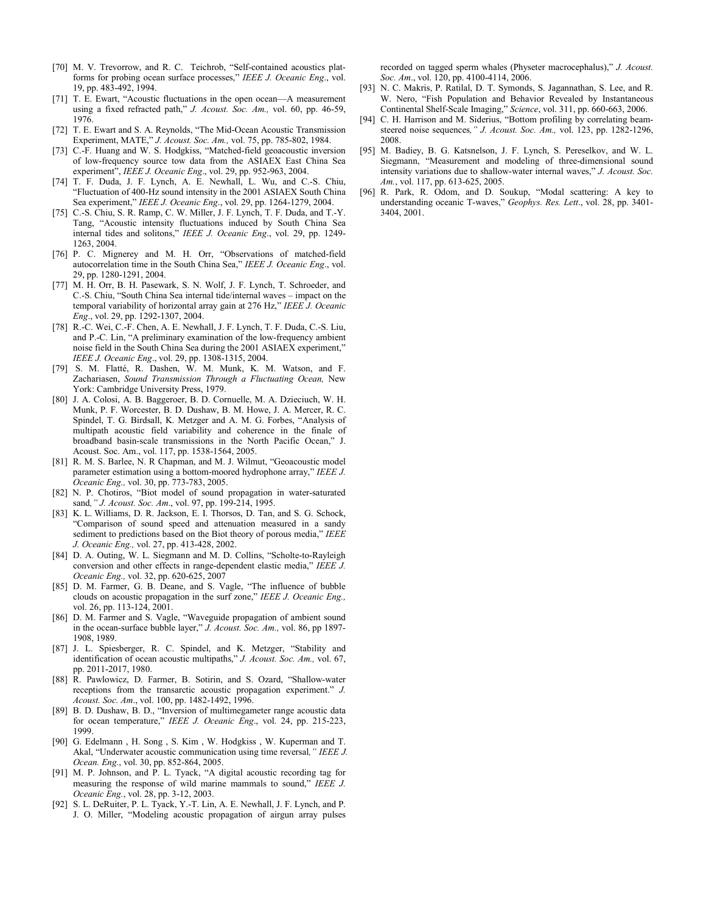[70] M. V. Trevorrow, and R. C. Teichrob, "Self-contained acoustics platforms for probing ocean surface processes," *IEEE J. Oceanic Eng*., vol. 19, pp. 483-492, 1994.

[71] T. E. Ewart, "Acoustic fluctuations in the open ocean—A measurement using a fixed refracted path," *J. Acoust. Soc. Am.,* vol. 60, pp. 46-59, 1976.

[72] T. E. Ewart and S. A. Reynolds, "The Mid-Ocean Acoustic Transmission Experiment, MATE," *J. Acoust. Soc. Am.,* vol. 75, pp. 785-802, 1984.

[73] C.-F. Huang and W. S. Hodgkiss, "Matched-field geoacoustic inversion of low-frequency source tow data from the ASIAEX East China Sea experiment", *IEEE J. Oceanic Eng*., vol. 29, pp. 952-963, 2004.

[74] T. F. Duda, J. F. Lynch, A. E. Newhall, L. Wu, and C.-S. Chiu, "Fluctuation of 400-Hz sound intensity in the 2001 ASIAEX South China Sea experiment," *IEEE J. Oceanic Eng*., vol. 29, pp. 1264-1279, 2004.

[75] C.-S. Chiu, S. R. Ramp, C. W. Miller, J. F. Lynch, T. F. Duda, and T.-Y. Tang, "Acoustic intensity fluctuations induced by South China Sea internal tides and solitons," *IEEE J. Oceanic Eng*., vol. 29, pp. 1249-1263, 2004.

[76] P. C. Mignerey and M. H. Orr, "Observations of matched-field autocorrelation time in the South China Sea," *IEEE J. Oceanic Eng*., vol. 29, pp. 1280-1291, 2004.

[77] M. H. Orr, B. H. Pasewark, S. N. Wolf, J. F. Lynch, T. Schroeder, and C.-S. Chiu, "South China Sea internal tide/internal waves – impact on the temporal variability of horizontal array gain at 276 Hz," *IEEE J. Oceanic Eng*., vol. 29, pp. 1292-1307, 2004.

[78] R.-C. Wei, C.-F. Chen, A. E. Newhall, J. F. Lynch, T. F. Duda, C.-S. Liu, and P.-C. Lin, "A preliminary examination of the low-frequency ambient noise field in the South China Sea during the 2001 ASIAEX experiment," *IEEE J. Oceanic Eng*., vol. 29, pp. 1308-1315, 2004.

[79] S. M. Flatté, R. Dashen, W. M. Munk, K. M. Watson, and F. Zachariasen, *Sound Transmission Through a Fluctuating Ocean,* New York: Cambridge University Press, 1979.

[80] J. A. Colosi, A. B. Baggeroer, B. D. Cornuelle, M. A. Dzieciuch, W. H. Munk, P. F. Worcester, B. D. Dushaw, B. M. Howe, J. A. Mercer, R. C. Spindel, T. G. Birdsall, K. Metzger and A. M. G. Forbes, "Analysis of multipath acoustic field variability and coherence in the finale of broadband basin-scale transmissions in the North Pacific Ocean," J. Acoust. Soc. Am., vol. 117, pp. 1538-1564, 2005.

[81] R. M. S. Barlee, N. R Chapman, and M. J. Wilmut, "Geoacoustic model parameter estimation using a bottom-moored hydrophone array," *IEEE J. Oceanic Eng.,* vol. 30, pp. 773-783, 2005.

[82] N. P. Chotiros, "Biot model of sound propagation in water-saturated sand*," J. Acoust. Soc. Am*., vol. 97, pp. 199-214, 1995.

[83] K. L. Williams, D. R. Jackson, E. I. Thorsos, D. Tan, and S. G. Schock, "Comparison of sound speed and attenuation measured in a sandy sediment to predictions based on the Biot theory of porous media," *IEEE J. Oceanic Eng.,* vol. 27, pp. 413-428, 2002.

[84] D. A. Outing, W. L. Siegmann and M. D. Collins, "Scholte-to-Rayleigh conversion and other effects in range-dependent elastic media," *IEEE J. Oceanic Eng.,* vol. 32, pp. 620-625, 2007

[85] D. M. Farmer, G. B. Deane, and S. Vagle, "The influence of bubble clouds on acoustic propagation in the surf zone," *IEEE J. Oceanic Eng.,* vol. 26, pp. 113-124, 2001.

[86] D. M. Farmer and S. Vagle, "Waveguide propagation of ambient sound in the ocean-surface bubble layer," *J. Acoust. Soc. Am.,* vol. 86, pp 1897-1908, 1989.

[87] J. L. Spiesberger, R. C. Spindel, and K. Metzger, "Stability and identification of ocean acoustic multipaths," *J. Acoust. Soc. Am.,* vol. 67, pp. 2011-2017, 1980.

[88] R. Pawlowicz, D. Farmer, B. Sotirin, and S. Ozard, "Shallow-water receptions from the transarctic acoustic propagation experiment." *J. Acoust. Soc. Am*., vol. 100, pp. 1482-1492, 1996.

[89] B. D. Dushaw, B. D., "Inversion of multimegameter range acoustic data for ocean temperature," *IEEE J. Oceanic Eng*., vol. 24, pp. 215-223, 1999.

[90] G. Edelmann , H. Song , S. Kim , W. Hodgkiss , W. Kuperman and T. Akal, "Underwater acoustic communication using time reversal*," IEEE J. Ocean. Eng.*, vol. 30, pp. 852-864, 2005.

[91] M. P. Johnson, and P. L. Tyack, "A digital acoustic recording tag for measuring the response of wild marine mammals to sound," *IEEE J. Oceanic Eng.*, vol. 28, pp. 3-12, 2003.

[92] S. L. DeRuiter, P. L. Tyack, Y.-T. Lin, A. E. Newhall, J. F. Lynch, and P. J. O. Miller, "Modeling acoustic propagation of airgun array pulses recorded on tagged sperm whales (Physeter macrocephalus)," *J. Acoust. Soc. Am*., vol. 120, pp. 4100-4114, 2006.

[93] N. C. Makris, P. Ratilal, D. T. Symonds, S. Jagannathan, S. Lee, and R. W. Nero, "Fish Population and Behavior Revealed by Instantaneous Continental Shelf-Scale Imaging," *Science*, vol. 311, pp. 660-663, 2006.

[94] C. H. Harrison and M. Siderius, "Bottom profiling by correlating beam-steered noise sequences*," J. Acoust. Soc. Am.,* vol. 123, pp. 1282-1296, 2008.

[95] M. Badiey, B. G. Katsnelson, J. F. Lynch, S. Pereselkov, and W. L. Siegmann, "Measurement and modeling of three-dimensional sound intensity variations due to shallow-water internal waves," *J. Acoust. Soc. Am.*, vol. 117, pp. 613-625, 2005.

[96] R. Park, R. Odom, and D. Soukup, "Modal scattering: A key to understanding oceanic T-waves," *Geophys. Res. Lett*., vol. 28, pp. 3401-3404, 2001.